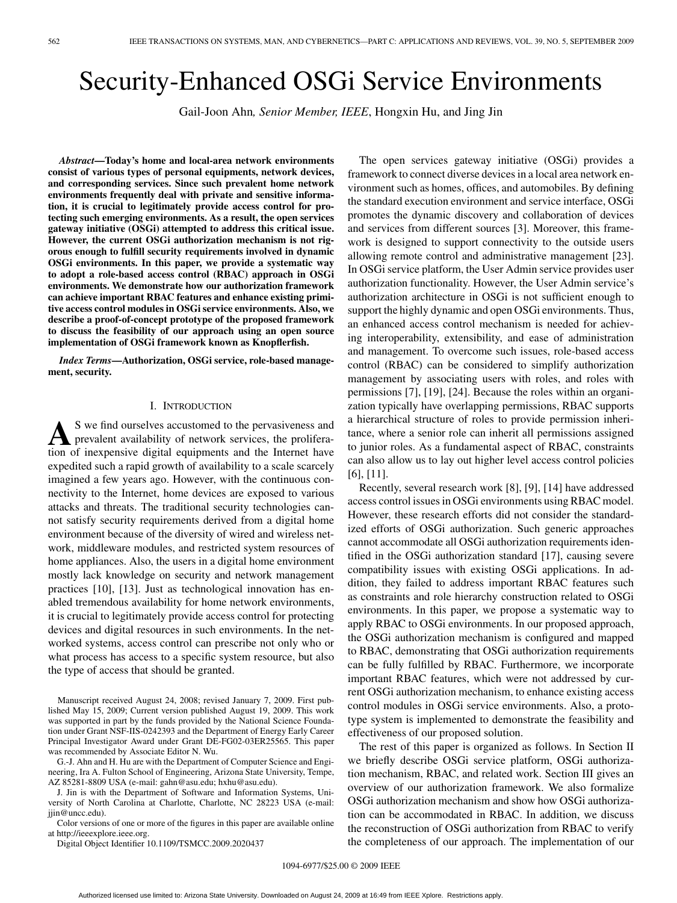# Security-Enhanced OSGi Service Environments

Gail-Joon Ahn, *Senior Member, IEEE*, Hongxin Hu, and Jing Jin

***Abstract*—Today's home and local-area network environments consist of various types of personal equipments, network devices, and corresponding services. Since such prevalent home network environments frequently deal with private and sensitive information, it is crucial to legitimately provide access control for protecting such emerging environments. As a result, the open services gateway initiative (OSGi) attempted to address this critical issue. However, the current OSGi authorization mechanism is not rigorous enough to fulfill security requirements involved in dynamic OSGi environments. In this paper, we provide a systematic way to adopt a role-based access control (RBAC) approach in OSGi environments. We demonstrate how our authorization framework can achieve important RBAC features and enhance existing primitive access control modules in OSGi service environments. Also, we describe a proof-of-concept prototype of the proposed framework to discuss the feasibility of our approach using an open source implementation of OSGi framework known as Knopflerfish.**

***Index Terms*—Authorization, OSGi service, role-based management, security.**

## I. Introduction

As we find ourselves accustomed to the pervasiveness and prevalent availability of network services, the proliferation of inexpensive digital equipments and the Internet have expedited such a rapid growth of availability to a scale scarcely imagined a few years ago. However, with the continuous connectivity to the Internet, home devices are exposed to various attacks and threats. The traditional security technologies cannot satisfy security requirements derived from a digital home environment because of the diversity of wired and wireless network, middleware modules, and restricted system resources of home appliances. Also, the users in a digital home environment mostly lack knowledge on security and network management practices [10], [13]. Just as technological innovation has enabled tremendous availability for home network environments, it is crucial to legitimately provide access control for protecting devices and digital resources in such environments. In the networked systems, access control can prescribe not only who or what process has access to a specific system resource, but also the type of access that should be granted.

Manuscript received August 24, 2008; revised January 7, 2009. First published May 15, 2009; Current version published August 19, 2009. This work was supported in part by the funds provided by the National Science Foundation under Grant NSF-IIS-0242393 and the Department of Energy Early Career Principal Investigator Award under Grant DE-FG02-03ER25565. This paper was recommended by Associate Editor N. Wu.

G.-J. Ahn and H. Hu are with the Department of Computer Science and Engineering, Ira A. Fulton School of Engineering, Arizona State University, Tempe, AZ 85281-8809 USA (e-mail: gahn@asu.edu; hxhu@asu.edu).

J. Jin is with the Department of Software and Information Systems, University of North Carolina at Charlotte, Charlotte, NC 28223 USA (e-mail: jjin@uncc.edu).

Color versions of one or more of the figures in this paper are available online at http://ieeexplore.ieee.org.

Digital Object Identifier 10.1109/TSMCC.2009.2020437

The open services gateway initiative (OSGi) provides a framework to connect diverse devices in a local area network environment such as homes, offices, and automobiles. By defining the standard execution environment and service interface, OSGi promotes the dynamic discovery and collaboration of devices and services from different sources [3]. Moreover, this framework is designed to support connectivity to the outside users allowing remote control and administrative management [23]. In OSGi service platform, the User Admin service provides user authorization functionality. However, the User Admin service's authorization architecture in OSGi is not sufficient enough to support the highly dynamic and open OSGi environments. Thus, an enhanced access control mechanism is needed for achieving interoperability, extensibility, and ease of administration and management. To overcome such issues, role-based access control (RBAC) can be considered to simplify authorization management by associating users with roles, and roles with permissions [7], [19], [24]. Because the roles within an organization typically have overlapping permissions, RBAC supports a hierarchical structure of roles to provide permission inheritance, where a senior role can inherit all permissions assigned to junior roles. As a fundamental aspect of RBAC, constraints can also allow us to lay out higher level access control policies [6], [11].

Recently, several research work [8], [9], [14] have addressed access control issues in OSGi environments using RBAC model. However, these research efforts did not consider the standardized efforts of OSGi authorization. Such generic approaches cannot accommodate all OSGi authorization requirements identified in the OSGi authorization standard [17], causing severe compatibility issues with existing OSGi applications. In addition, they failed to address important RBAC features such as constraints and role hierarchy construction related to OSGi environments. In this paper, we propose a systematic way to apply RBAC to OSGi environments. In our proposed approach, the OSGi authorization mechanism is configured and mapped to RBAC, demonstrating that OSGi authorization requirements can be fully fulfilled by RBAC. Furthermore, we incorporate important RBAC features, which were not addressed by current OSGi authorization mechanism, to enhance existing access control modules in OSGi service environments. Also, a prototype system is implemented to demonstrate the feasibility and effectiveness of our proposed solution.

The rest of this paper is organized as follows. In Section II we briefly describe OSGi service platform, OSGi authorization mechanism, RBAC, and related work. Section III gives an overview of our authorization framework. We also formalize OSGi authorization mechanism and show how OSGi authorization can be accommodated in RBAC. In addition, we discuss the reconstruction of OSGi authorization from RBAC to verify the completeness of our approach. The implementation of our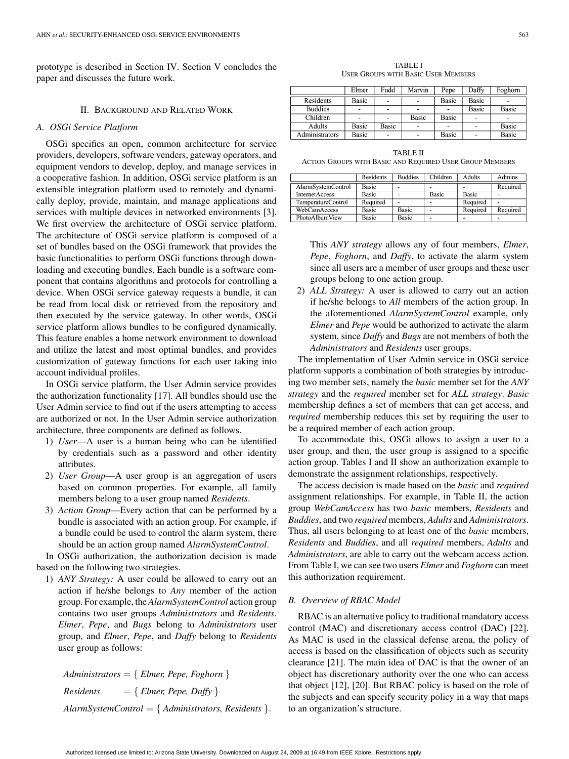prototype is described in Section IV. Section V concludes the paper and discusses the future work.

## II. Background and Related Work

### A. OSGi Service Platform

OSGi specifies an open, common architecture for service providers, developers, software venders, gateway operators, and equipment vendors to develop, deploy, and manage services in a cooperative fashion. In addition, OSGi service platform is an extensible integration platform used to remotely and dynamically deploy, provide, maintain, and manage applications and services with multiple devices in networked environments [3]. We first overview the architecture of OSGi service platform. The architecture of OSGi service platform is composed of a set of bundles based on the OSGi framework that provides the basic functionalities to perform OSGi functions through downloading and executing bundles. Each bundle is a software component that contains algorithms and protocols for controlling a device. When OSGi service gateway requests a bundle, it can be read from local disk or retrieved from the repository and then executed by the service gateway. In other words, OSGi service platform allows bundles to be configured dynamically. This feature enables a home network environment to download and utilize the latest and most optimal bundles, and provides customization of gateway functions for each user taking into account individual profiles.

In OSGi service platform, the User Admin service provides the authorization functionality [17]. All bundles should use the User Admin service to find out if the users attempting to access are authorized or not. In the User Admin service authorization architecture, three components are defined as follows.

1) *User*—A user is a human being who can be identified by credentials such as a password and other identity attributes.
2) *User Group*—A user group is an aggregation of users based on common properties. For example, all family members belong to a user group named *Residents*.
3) *Action Group*—Every action that can be performed by a bundle is associated with an action group. For example, if a bundle could be used to control the alarm system, there should be an action group named *AlarmSystemControl*.

In OSGi authorization, the authorization decision is made based on the following two strategies.

1) *ANY Strategy:* A user could be allowed to carry out an action if he/she belongs to *Any* member of the action group. For example, the *AlarmSystemControl* action group contains two user groups *Administrators* and *Residents*. *Elmer*, *Pepe*, and *Bugs* belong to *Administrators* user group, and *Elmer*, *Pepe*, and *Daffy* belong to *Residents* user group as follows:

$$Administrators = \{\ Elmer,\ Pepe,\ Foghorn\ \}$$
$$Residents \quad = \{\ Elmer,\ Pepe,\ Daffy\ \}$$
$$AlarmSystemControl = \{\ Administrators,\ Residents\ \}.$$

This *ANY strategy* allows any of four members, *Elmer*, *Pepe*, *Foghorn*, and *Daffy*, to activate the alarm system since all users are a member of user groups and these user groups belong to one action group.

2) *ALL Strategy:* A user is allowed to carry out an action if he/she belongs to *All* members of the action group. In the aforementioned *AlarmSystemControl* example, only *Elmer* and *Pepe* would be authorized to activate the alarm system, since *Daffy* and *Bugs* are not members of both the *Administrators* and *Residents* user groups.

TABLE I
User Groups with Basic User Members

| | Elmer | Fudd | Marvin | Pepe | Daffy | Foghorn |
|---|---|---|---|---|---|---|
| Residents | Basic | - | - | Basic | Basic | - |
| Buddies | - | - | - | - | Basic | Basic |
| Children | - | - | Basic | Basic | - | - |
| Adults | Basic | Basic | - | - | - | Basic |
| Administrators | Basic | - | - | Basic | - | Basic |

TABLE II
Action Groups with Basic and Required User Group Members

| | Residents | Buddies | Children | Adults | Admins |
|---|---|---|---|---|---|
| AlarmSystemControl | Basic | - | - | - | Required |
| InternetAccess | Basic | - | Basic | Basic | - |
| TemperatureControl | Required | - | - | Required | - |
| WebCamAccess | Basic | Basic | - | Required | Required |
| PhotoAlbumView | Basic | Basic | - | - | - |

The implementation of User Admin service in OSGi service platform supports a combination of both strategies by introducing two member sets, namely the *basic* member set for the *ANY strategy* and the *required* member set for *ALL strategy*. *Basic* membership defines a set of members that can get access, and *required* membership reduces this set by requiring the user to be a required member of each action group.

To accommodate this, OSGi allows to assign a user to a user group, and then, the user group is assigned to a specific action group. Tables I and II show an authorization example to demonstrate the assignment relationships, respectively.

The access decision is made based on the *basic* and *required* assignment relationships. For example, in Table II, the action group *WebCamAccess* has two *basic* members, *Residents* and *Buddies*, and two *required* members, *Adults* and *Administrators*. Thus, all users belonging to at least one of the *basic* members, *Residents* and *Buddies*, and all *required* members, *Adults* and *Administrators*, are able to carry out the webcam access action. From Table I, we can see two users *Elmer* and *Foghorn* can meet this authorization requirement.

### B. Overview of RBAC Model

RBAC is an alternative policy to traditional mandatory access control (MAC) and discretionary access control (DAC) [22]. As MAC is used in the classical defense arena, the policy of access is based on the classification of objects such as security clearance [21]. The main idea of DAC is that the owner of an object has discretionary authority over the one who can access that object [12], [20]. But RBAC policy is based on the role of the subjects and can specify security policy in a way that maps to an organization's structure.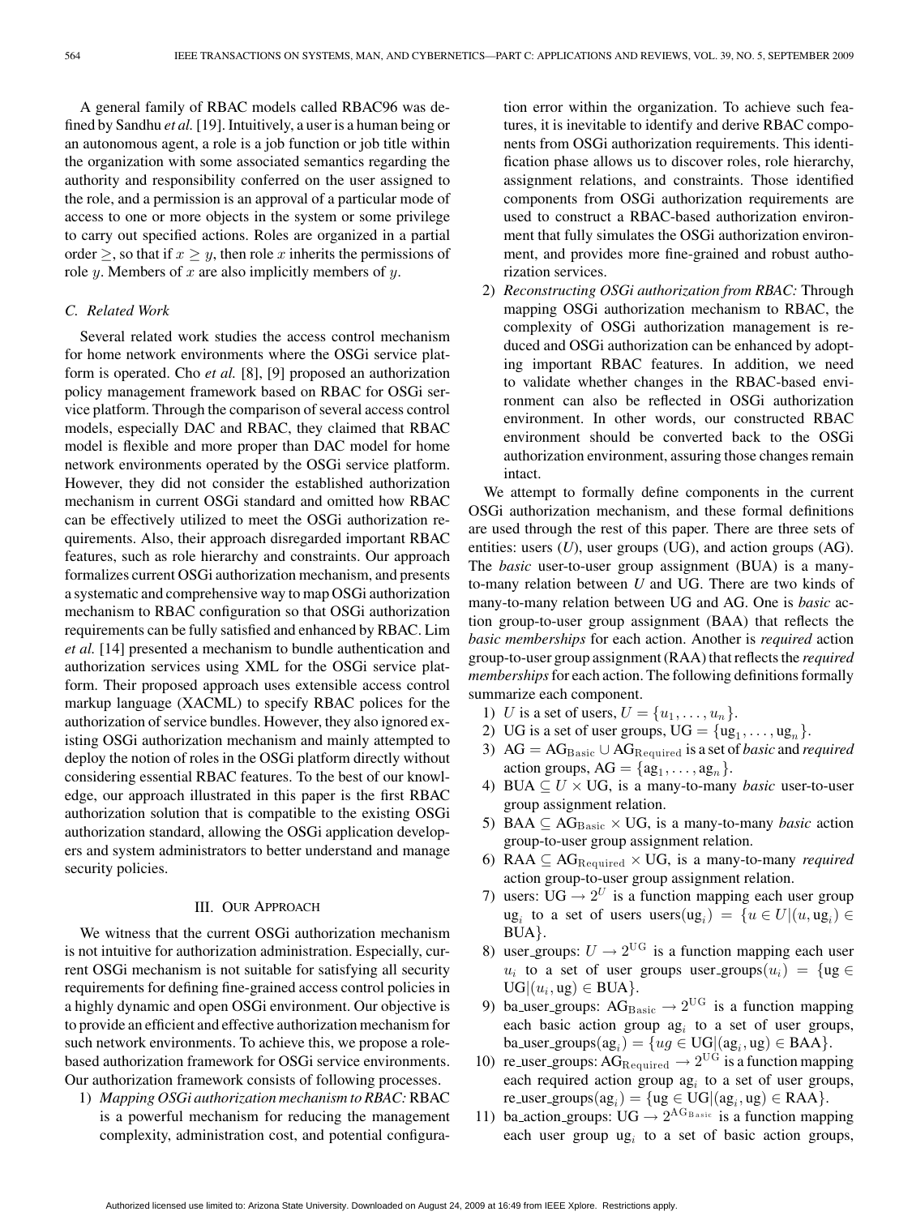A general family of RBAC models called RBAC96 was defined by Sandhu *et al.* [19]. Intuitively, a user is a human being or an autonomous agent, a role is a job function or job title within the organization with some associated semantics regarding the authority and responsibility conferred on the user assigned to the role, and a permission is an approval of a particular mode of access to one or more objects in the system or some privilege to carry out specified actions. Roles are organized in a partial order $\geq$, so that if $x \geq y$, then role $x$ inherits the permissions of role $y$. Members of $x$ are also implicitly members of $y$.

### C. Related Work

Several related work studies the access control mechanism for home network environments where the OSGi service platform is operated. Cho *et al.* [8], [9] proposed an authorization policy management framework based on RBAC for OSGi service platform. Through the comparison of several access control models, especially DAC and RBAC, they claimed that RBAC model is flexible and more proper than DAC model for home network environments operated by the OSGi service platform. However, they did not consider the established authorization mechanism in current OSGi standard and omitted how RBAC can be effectively utilized to meet the OSGi authorization requirements. Also, their approach disregarded important RBAC features, such as role hierarchy and constraints. Our approach formalizes current OSGi authorization mechanism, and presents a systematic and comprehensive way to map OSGi authorization mechanism to RBAC configuration so that OSGi authorization requirements can be fully satisfied and enhanced by RBAC. Lim *et al.* [14] presented a mechanism to bundle authentication and authorization services using XML for the OSGi service platform. Their proposed approach uses extensible access control markup language (XACML) to specify RBAC polices for the authorization of service bundles. However, they also ignored existing OSGi authorization mechanism and mainly attempted to deploy the notion of roles in the OSGi platform directly without considering essential RBAC features. To the best of our knowledge, our approach illustrated in this paper is the first RBAC authorization solution that is compatible to the existing OSGi authorization standard, allowing the OSGi application developers and system administrators to better understand and manage security policies.

## III. Our Approach

We witness that the current OSGi authorization mechanism is not intuitive for authorization administration. Especially, current OSGi mechanism is not suitable for satisfying all security requirements for defining fine-grained access control policies in a highly dynamic and open OSGi environment. Our objective is to provide an efficient and effective authorization mechanism for such network environments. To achieve this, we propose a role-based authorization framework for OSGi service environments. Our authorization framework consists of following processes.

1) *Mapping OSGi authorization mechanism to RBAC:* RBAC is a powerful mechanism for reducing the management complexity, administration cost, and potential configuration error within the organization. To achieve such features, it is inevitable to identify and derive RBAC components from OSGi authorization requirements. This identification phase allows us to discover roles, role hierarchy, assignment relations, and constraints. Those identified components from OSGi authorization requirements are used to construct a RBAC-based authorization environment that fully simulates the OSGi authorization environment, and provides more fine-grained and robust authorization services.
2) *Reconstructing OSGi authorization from RBAC:* Through mapping OSGi authorization mechanism to RBAC, the complexity of OSGi authorization management is reduced and OSGi authorization can be enhanced by adopting important RBAC features. In addition, we need to validate whether changes in the RBAC-based environment can also be reflected in OSGi authorization environment. In other words, our constructed RBAC environment should be converted back to the OSGi authorization environment, assuring those changes remain intact.

We attempt to formally define components in the current OSGi authorization mechanism, and these formal definitions are used through the rest of this paper. There are three sets of entities: users ($U$), user groups (UG), and action groups (AG). The *basic* user-to-user group assignment (BUA) is a many-to-many relation between $U$ and UG. There are two kinds of many-to-many relation between UG and AG. One is *basic* action group-to-user group assignment (BAA) that reflects the *basic memberships* for each action. Another is *required* action group-to-user group assignment (RAA) that reflects the *required memberships* for each action. The following definitions formally summarize each component.

1) $U$ is a set of users, $U = \{u_1, \ldots, u_n\}$.
2) UG is a set of user groups, $\mathrm{UG} = \{\mathrm{ug}_1, \ldots, \mathrm{ug}_n\}$.
3) $\mathrm{AG} = \mathrm{AG}_{\mathrm{Basic}} \cup \mathrm{AG}_{\mathrm{Required}}$ is a set of *basic* and *required* action groups, $\mathrm{AG} = \{\mathrm{ag}_1, \ldots, \mathrm{ag}_n\}$.
4) $\mathrm{BUA} \subseteq U \times \mathrm{UG}$, is a many-to-many *basic* user-to-user group assignment relation.
5) $\mathrm{BAA} \subseteq \mathrm{AG}_{\mathrm{Basic}} \times \mathrm{UG}$, is a many-to-many *basic* action group-to-user group assignment relation.
6) $\mathrm{RAA} \subseteq \mathrm{AG}_{\mathrm{Required}} \times \mathrm{UG}$, is a many-to-many *required* action group-to-user group assignment relation.
7) users: $\mathrm{UG} \rightarrow 2^U$ is a function mapping each user group $\mathrm{ug}_i$ to a set of users $\mathrm{users}(\mathrm{ug}_i) = \{u \in U | (u, \mathrm{ug}_i) \in \mathrm{BUA}\}$.
8) user_groups: $U \rightarrow 2^{\mathrm{UG}}$ is a function mapping each user $u_i$ to a set of user groups $\mathrm{user\_groups}(u_i) = \{\mathrm{ug} \in \mathrm{UG} | (u_i, \mathrm{ug}) \in \mathrm{BUA}\}$.
9) ba_user_groups: $\mathrm{AG}_{\mathrm{Basic}} \rightarrow 2^{\mathrm{UG}}$ is a function mapping each basic action group $\mathrm{ag}_i$ to a set of user groups, $\mathrm{ba\_user\_groups}(\mathrm{ag}_i) = \{ug \in \mathrm{UG} | (\mathrm{ag}_i, \mathrm{ug}) \in \mathrm{BAA}\}$.
10) re_user_groups: $\mathrm{AG}_{\mathrm{Required}} \rightarrow 2^{\mathrm{UG}}$ is a function mapping each required action group $\mathrm{ag}_i$ to a set of user groups, $\mathrm{re\_user\_groups}(\mathrm{ag}_i) = \{\mathrm{ug} \in \mathrm{UG} | (\mathrm{ag}_i, \mathrm{ug}) \in \mathrm{RAA}\}$.
11) ba_action_groups: $\mathrm{UG} \rightarrow 2^{\mathrm{AG}_{\mathrm{Basic}}}$ is a function mapping each user group $\mathrm{ug}_i$ to a set of basic action groups,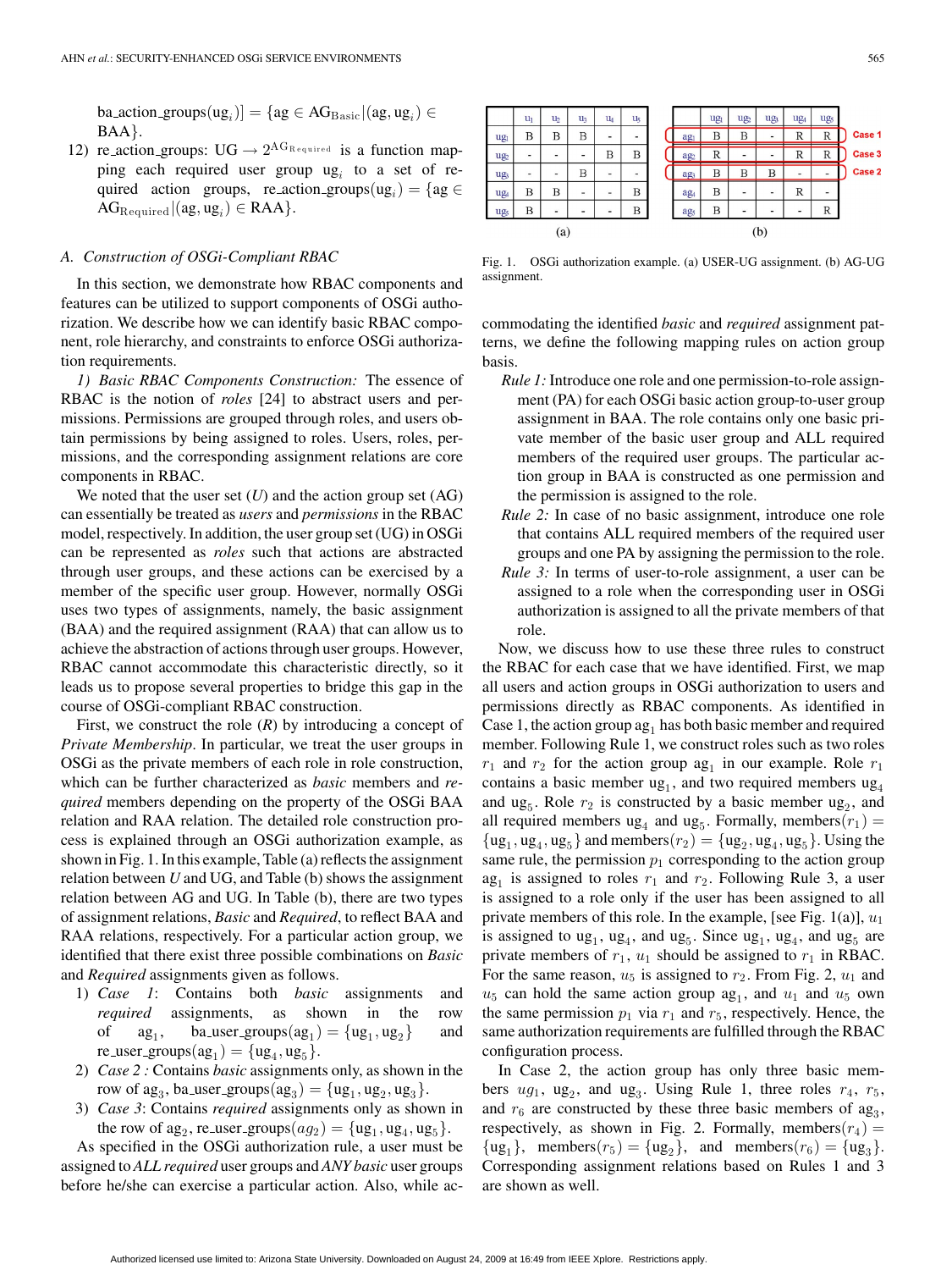ba_action_groups($\mathrm{ug}_i$)] = {ag ∈ $\mathrm{AG}_{\mathrm{Basic}}$|(ag, $\mathrm{ug}_i$) ∈ BAA}.

12) re_action_groups: UG → $2^{\mathrm{AG}_{\mathrm{Required}}}$ is a function mapping each required user group $\mathrm{ug}_i$ to a set of required action groups, re_action_groups($\mathrm{ug}_i$) = {ag ∈ $\mathrm{AG}_{\mathrm{Required}}$|(ag, $\mathrm{ug}_i$) ∈ RAA}.

### A. Construction of OSGi-Compliant RBAC

In this section, we demonstrate how RBAC components and features can be utilized to support components of OSGi authorization. We describe how we can identify basic RBAC component, role hierarchy, and constraints to enforce OSGi authorization requirements.

*1) Basic RBAC Components Construction:* The essence of RBAC is the notion of *roles* [24] to abstract users and permissions. Permissions are grouped through roles, and users obtain permissions by being assigned to roles. Users, roles, permissions, and the corresponding assignment relations are core components in RBAC.

We noted that the user set ($U$) and the action group set (AG) can essentially be treated as *users* and *permissions* in the RBAC model, respectively. In addition, the user group set (UG) in OSGi can be represented as *roles* such that actions are abstracted through user groups, and these actions can be exercised by a member of the specific user group. However, normally OSGi uses two types of assignments, namely, the basic assignment (BAA) and the required assignment (RAA) that can allow us to achieve the abstraction of actions through user groups. However, RBAC cannot accommodate this characteristic directly, so it leads us to propose several properties to bridge this gap in the course of OSGi-compliant RBAC construction.

First, we construct the role ($R$) by introducing a concept of *Private Membership*. In particular, we treat the user groups in OSGi as the private members of each role in role construction, which can be further characterized as *basic* members and *required* members depending on the property of the OSGi BAA relation and RAA relation. The detailed role construction process is explained through an OSGi authorization example, as shown in Fig. 1. In this example, Table (a) reflects the assignment relation between $U$ and UG, and Table (b) shows the assignment relation between AG and UG. In Table (b), there are two types of assignment relations, *Basic* and *Required*, to reflect BAA and RAA relations, respectively. For a particular action group, we identified that there exist three possible combinations on *Basic* and *Required* assignments given as follows.

1) *Case 1*: Contains both *basic* assignments and *required* assignments, as shown in the row of $\mathrm{ag}_1$, ba_user_groups($\mathrm{ag}_1$) = {$\mathrm{ug}_1$, $\mathrm{ug}_2$} and re_user_groups($\mathrm{ag}_1$) = {$\mathrm{ug}_4$, $\mathrm{ug}_5$}.
2) *Case 2 :* Contains *basic* assignments only, as shown in the row of $\mathrm{ag}_3$, ba_user_groups($\mathrm{ag}_3$) = {$\mathrm{ug}_1$, $\mathrm{ug}_2$, $\mathrm{ug}_3$}.
3) *Case 3*: Contains *required* assignments only as shown in the row of $\mathrm{ag}_2$, re_user_groups($ag_2$) = {$\mathrm{ug}_1$, $\mathrm{ug}_4$, $\mathrm{ug}_5$}.

As specified in the OSGi authorization rule, a user must be assigned to *ALL required* user groups and *ANY basic* user groups before he/she can exercise a particular action. Also, while accommodating the identified *basic* and *required* assignment patterns, we define the following mapping rules on action group basis.

(a)

| | $u_1$ | $u_2$ | $u_3$ | $u_4$ | $u_5$ |
|---|---|---|---|---|---|
| $\mathrm{ug}_1$ | B | B | B | - | - |
| $\mathrm{ug}_2$ | - | - | - | B | B |
| $\mathrm{ug}_3$ | - | - | B | - | - |
| $\mathrm{ug}_4$ | B | B | - | - | B |
| $\mathrm{ug}_5$ | B | - | - | - | B |

(b)

| | $\mathrm{ug}_1$ | $\mathrm{ug}_2$ | $\mathrm{ug}_3$ | $\mathrm{ug}_4$ | $\mathrm{ug}_5$ | |
|---|---|---|---|---|---|---|
| $\mathrm{ag}_1$ | B | B | - | R | R | Case 1 |
| $\mathrm{ag}_2$ | R | - | - | R | R | Case 3 |
| $\mathrm{ag}_3$ | B | B | B | - | - | Case 2 |
| $\mathrm{ag}_4$ | B | - | - | R | - | |
| $\mathrm{ag}_5$ | B | - | - | - | R | |

Fig. 1. OSGi authorization example. (a) USER-UG assignment. (b) AG-UG assignment.

*Rule 1:* Introduce one role and one permission-to-role assignment (PA) for each OSGi basic action group-to-user group assignment in BAA. The role contains only one basic private member of the basic user group and ALL required members of the required user groups. The particular action group in BAA is constructed as one permission and the permission is assigned to the role.

*Rule 2:* In case of no basic assignment, introduce one role that contains ALL required members of the required user groups and one PA by assigning the permission to the role.

*Rule 3:* In terms of user-to-role assignment, a user can be assigned to a role when the corresponding user in OSGi authorization is assigned to all the private members of that role.

Now, we discuss how to use these three rules to construct the RBAC for each case that we have identified. First, we map all users and action groups in OSGi authorization to users and permissions directly as RBAC components. As identified in Case 1, the action group $\mathrm{ag}_1$ has both basic member and required member. Following Rule 1, we construct roles such as two roles $r_1$ and $r_2$ for the action group $\mathrm{ag}_1$ in our example. Role $r_1$ contains a basic member $\mathrm{ug}_1$, and two required members $\mathrm{ug}_4$ and $\mathrm{ug}_5$. Role $r_2$ is constructed by a basic member $\mathrm{ug}_2$, and all required members $\mathrm{ug}_4$ and $\mathrm{ug}_5$. Formally, members($r_1$) = {$\mathrm{ug}_1$, $\mathrm{ug}_4$, $\mathrm{ug}_5$} and members($r_2$) = {$\mathrm{ug}_2$, $\mathrm{ug}_4$, $\mathrm{ug}_5$}. Using the same rule, the permission $p_1$ corresponding to the action group $\mathrm{ag}_1$ is assigned to roles $r_1$ and $r_2$. Following Rule 3, a user is assigned to a role only if the user has been assigned to all private members of this role. In the example, [see Fig. 1(a)], $u_1$ is assigned to $\mathrm{ug}_1$, $\mathrm{ug}_4$, and $\mathrm{ug}_5$. Since $\mathrm{ug}_1$, $\mathrm{ug}_4$, and $\mathrm{ug}_5$ are private members of $r_1$, $u_1$ should be assigned to $r_1$ in RBAC. For the same reason, $u_5$ is assigned to $r_2$. From Fig. 2, $u_1$ and $u_5$ can hold the same action group $\mathrm{ag}_1$, and $u_1$ and $u_5$ own the same permission $p_1$ via $r_1$ and $r_5$, respectively. Hence, the same authorization requirements are fulfilled through the RBAC configuration process.

In Case 2, the action group has only three basic members $ug_1$, $\mathrm{ug}_2$, and $\mathrm{ug}_3$. Using Rule 1, three roles $r_4$, $r_5$, and $r_6$ are constructed by these three basic members of $\mathrm{ag}_3$, respectively, as shown in Fig. 2. Formally, members($r_4$) = {$\mathrm{ug}_1$}, members($r_5$) = {$\mathrm{ug}_2$}, and members($r_6$) = {$\mathrm{ug}_3$}. Corresponding assignment relations based on Rules 1 and 3 are shown as well.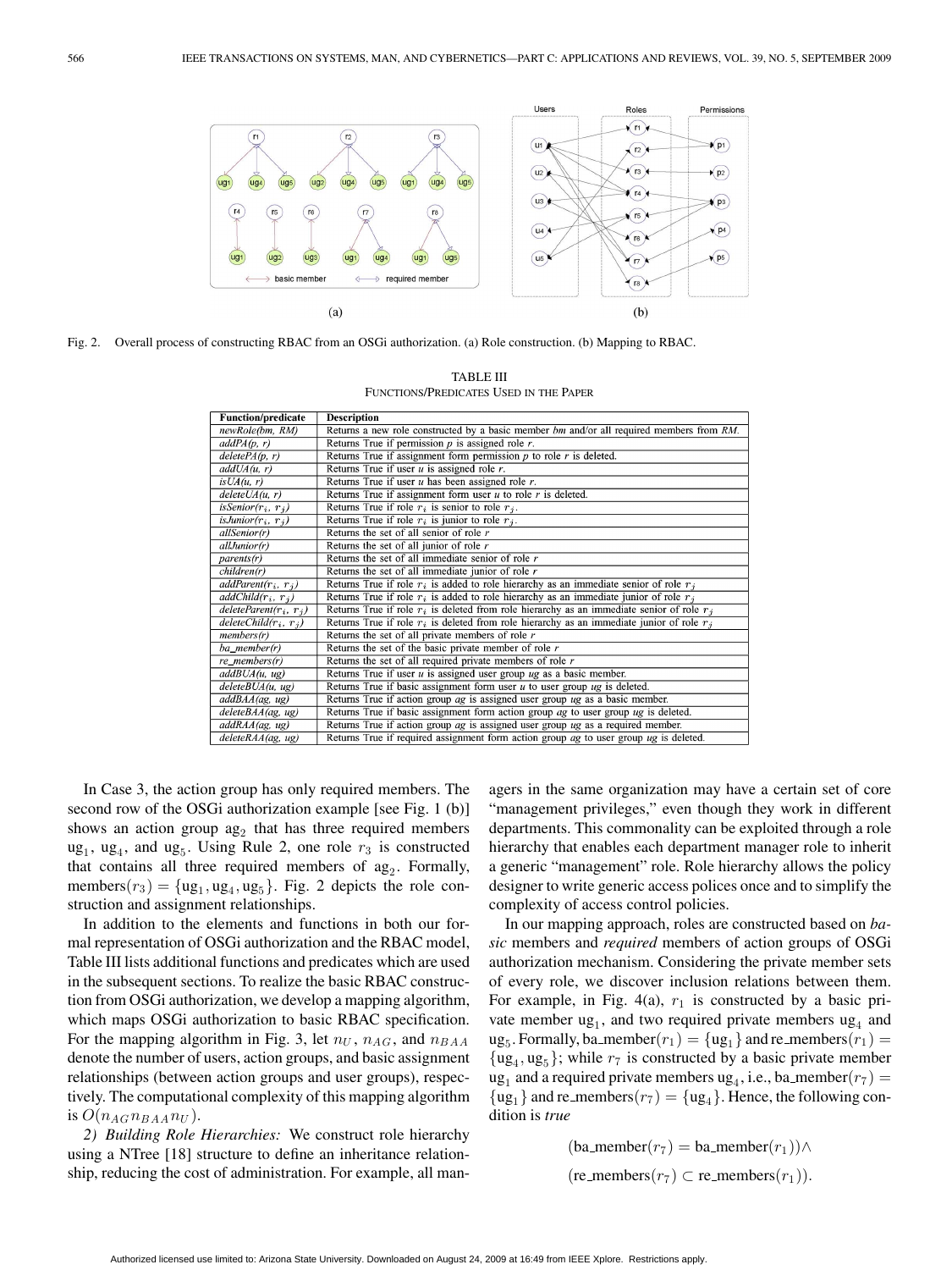Fig. 2. Overall process of constructing RBAC from an OSGi authorization. (a) Role construction. (b) Mapping to RBAC.

TABLE III
FUNCTIONS/PREDICATES USED IN THE PAPER

| Function/predicate | Description |
|---|---|
| *newRole(bm, RM)* | Returns a new role constructed by a basic member *bm* and/or all required members from *RM*. |
| *addPA(p, r)* | Returns True if permission *p* is assigned role *r*. |
| *deletePA(p, r)* | Returns True if assignment form permission *p* to role *r* is deleted. |
| *addUA(u, r)* | Returns True if user *u* is assigned role *r*. |
| *isUA(u, r)* | Returns True if user *u* has been assigned role *r*. |
| *deleteUA(u, r)* | Returns True if assignment form user *u* to role *r* is deleted. |
| *isSenior($r_i$, $r_j$)* | Returns True if role $r_i$ is senior to role $r_j$. |
| *isJunior($r_i$, $r_j$)* | Returns True if role $r_i$ is junior to role $r_j$. |
| *allSenior(r)* | Returns the set of all senior of role *r* |
| *allJunior(r)* | Returns the set of all junior of role *r* |
| *parents(r)* | Returns the set of all immediate senior of role *r* |
| *children(r)* | Returns the set of all immediate junior of role *r* |
| *addParent($r_i$, $r_j$)* | Returns True if role $r_i$ is added to role hierarchy as an immediate senior of role $r_j$ |
| *addChild($r_i$, $r_j$)* | Returns True if role $r_i$ is added to role hierarchy as an immediate junior of role $r_j$ |
| *deleteParent($r_i$, $r_j$)* | Returns True if role $r_i$ is deleted from role hierarchy as an immediate senior of role $r_j$ |
| *deleteChild($r_i$, $r_j$)* | Returns True if role $r_i$ is deleted from role hierarchy as an immediate junior of role $r_j$ |
| *members(r)* | Returns the set of all private members of role *r* |
| *ba_member(r)* | Returns the set of the basic private member of role *r* |
| *re_members(r)* | Returns the set of all required private members of role *r* |
| *addBUA(u, ug)* | Returns True if user *u* is assigned user group *ug* as a basic member. |
| *deleteBUA(u, ug)* | Returns True if basic assignment form user *u* to user group *ug* is deleted. |
| *addBAA(ag, ug)* | Returns True if action group *ag* is assigned user group *ug* as a basic member. |
| *deleteBAA(ag, ug)* | Returns True if basic assignment form action group *ag* to user group *ug* is deleted. |
| *addRAA(ag, ug)* | Returns True if action group *ag* is assigned user group *ug* as a required member. |
| *deleteRAA(ag, ug)* | Returns True if required assignment form action group *ag* to user group *ug* is deleted. |

In Case 3, the action group has only required members. The second row of the OSGi authorization example [see Fig. 1 (b)] shows an action group $\text{ag}_2$ that has three required members $\text{ug}_1$, $\text{ug}_4$, and $\text{ug}_5$. Using Rule 2, one role $r_3$ is constructed that contains all three required members of $\text{ag}_2$. Formally, $\text{members}(r_3) = \{\text{ug}_1, \text{ug}_4, \text{ug}_5\}$. Fig. 2 depicts the role construction and assignment relationships.

In addition to the elements and functions in both our formal representation of OSGi authorization and the RBAC model, Table III lists additional functions and predicates which are used in the subsequent sections. To realize the basic RBAC construction from OSGi authorization, we develop a mapping algorithm, which maps OSGi authorization to basic RBAC specification. For the mapping algorithm in Fig. 3, let $n_U$, $n_{AG}$, and $n_{BAA}$ denote the number of users, action groups, and basic assignment relationships (between action groups and user groups), respectively. The computational complexity of this mapping algorithm is $O(n_{AG} n_{BAA} n_U)$.

*2) Building Role Hierarchies:* We construct role hierarchy using a NTree [18] structure to define an inheritance relationship, reducing the cost of administration. For example, all managers in the same organization may have a certain set of core "management privileges," even though they work in different departments. This commonality can be exploited through a role hierarchy that enables each department manager role to inherit a generic "management" role. Role hierarchy allows the policy designer to write generic access polices once and to simplify the complexity of access control policies.

In our mapping approach, roles are constructed based on *basic* members and *required* members of action groups of OSGi authorization mechanism. Considering the private member sets of every role, we discover inclusion relations between them. For example, in Fig. 4(a), $r_1$ is constructed by a basic private member $\text{ug}_1$, and two required private members $\text{ug}_4$ and $\text{ug}_5$. Formally, $\text{ba\_member}(r_1) = \{\text{ug}_1\}$ and $\text{re\_members}(r_1) = \{\text{ug}_4, \text{ug}_5\}$; while $r_7$ is constructed by a basic private member $\text{ug}_1$ and a required private members $\text{ug}_4$, i.e., $\text{ba\_member}(r_7) = \{\text{ug}_1\}$ and $\text{re\_members}(r_7) = \{\text{ug}_4\}$. Hence, the following condition is *true*

$$(\text{ba\_member}(r_7) = \text{ba\_member}(r_1)) \wedge$$
$$(\text{re\_members}(r_7) \subset \text{re\_members}(r_1)).$$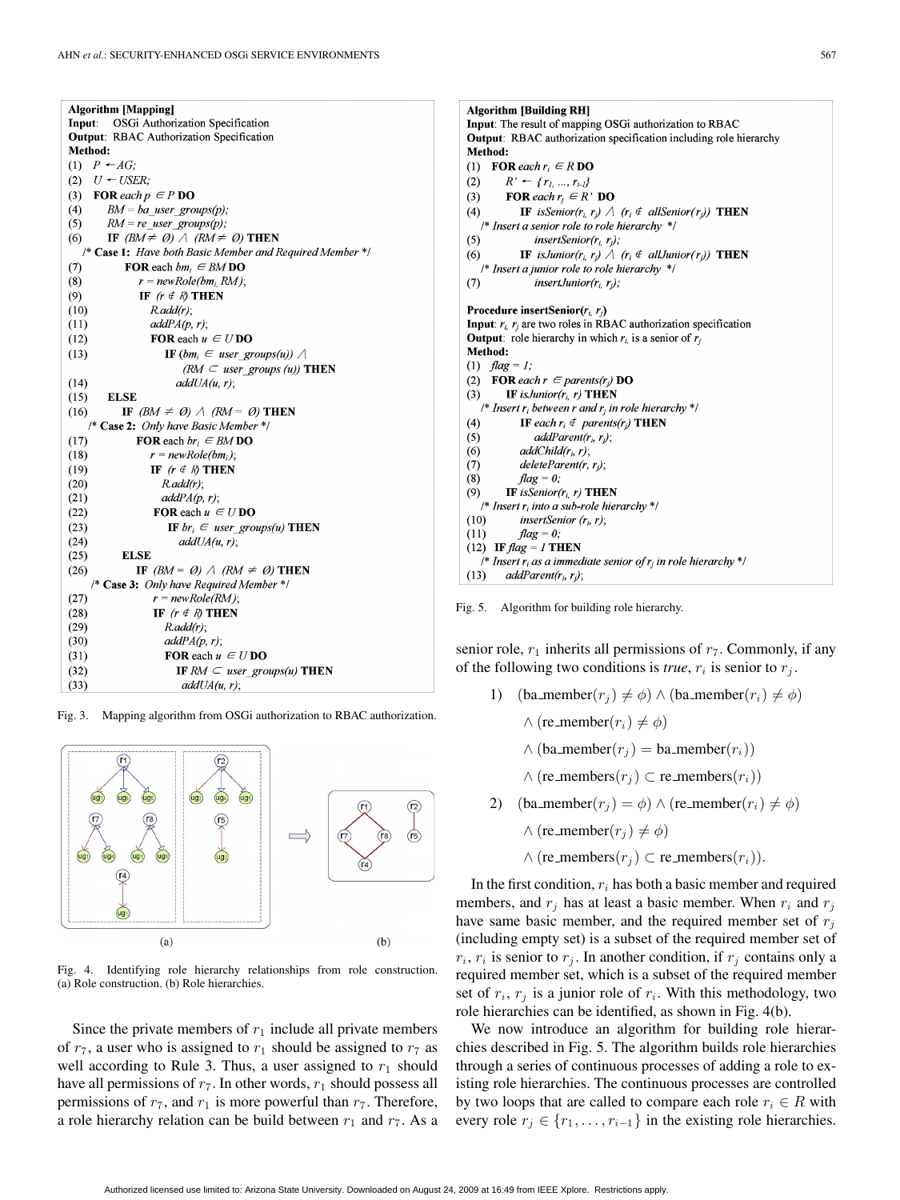**Algorithm [Mapping]**
**Input**: OSGi Authorization Specification
**Output**: RBAC Authorization Specification
**Method:**

```
(1)  P ← AG;
(2)  U ← USER;
(3)  FOR each p ∈ P DO
(4)      BM = ba_user_groups(p);
(5)      RM = re_user_groups(p);
(6)      IF (BM ≠ Ø) ∧ (RM ≠ Ø) THEN
     /* Case 1: Have both Basic Member and Required Member */
(7)          FOR each bm_i ∈ BM DO
(8)              r = newRole(bm_i, RM);
(9)              IF (r ∉ R) THEN
(10)                 R.add(r);
(11)                 addPA(p, r);
(12)                 FOR each u ∈ U DO
(13)                     IF (bm_i ∈ user_groups(u)) ∧
                            (RM ⊂ user_groups (u)) THEN
(14)                         addUA(u, r);
(15)     ELSE
(16)         IF (BM ≠ Ø) ∧ (RM = Ø) THEN
     /* Case 2: Only have Basic Member */
(17)             FOR each br_i ∈ BM DO
(18)                 r = newRole(bm_i);
(19)                 IF (r ∉ R) THEN
(20)                     R.add(r);
(21)                     addPA(p, r);
(22)                     FOR each u ∈ U DO
(23)                         IF br_i ∈ user_groups(u) THEN
(24)                             addUA(u, r);
(25)         ELSE
(26)             IF (BM = Ø) ∧ (RM ≠ Ø) THEN
     /* Case 3: Only have Required Member */
(27)                 r = newRole(RM);
(28)                 IF (r ∉ R) THEN
(29)                     R.add(r);
(30)                     addPA(p, r);
(31)                     FOR each u ∈ U DO
(32)                         IF RM ⊂ user_groups(u) THEN
(33)                             addUA(u, r);
```

Fig. 3. Mapping algorithm from OSGi authorization to RBAC authorization.

Fig. 4. Identifying role hierarchy relationships from role construction. (a) Role construction. (b) Role hierarchies.

Since the private members of $r_1$ include all private members of $r_7$, a user who is assigned to $r_1$ should be assigned to $r_7$ as well according to Rule 3. Thus, a user assigned to $r_1$ should have all permissions of $r_7$. In other words, $r_1$ should possess all permissions of $r_7$, and $r_1$ is more powerful than $r_7$. Therefore, a role hierarchy relation can be build between $r_1$ and $r_7$. As a

**Algorithm [Building RH]**
**Input**: The result of mapping OSGi authorization to RBAC
**Output**: RBAC authorization specification including role hierarchy
**Method:**

```
(1)  FOR each r_i ∈ R DO
(2)      R' ← {r_1, ..., r_{i-1}}
(3)      FOR each r_j ∈ R' DO
(4)          IF isSenior(r_i, r_j) ∧ (r_i ∉ allSenior(r_j)) THEN
         /* Insert a senior role to role hierarchy */
(5)              insertSenior(r_i, r_j);
(6)          IF isJunior(r_i, r_j) ∧ (r_i ∉ allJunior(r_j)) THEN
         /* Insert a junior role to role hierarchy */
(7)              insertJunior(r_i, r_j);
```

**Procedure insertSenior($r_i$, $r_j$)**
**Input**: $r_i$, $r_j$ are two roles in RBAC authorization specification
**Output**: role hierarchy in which $r_i$ is a senior of $r_j$
**Method:**

```
(1)  flag = 1;
(2)  FOR each r ∈ parents(r_j) DO
(3)      IF isJunior(r_i, r) THEN
     /* Insert r_i between r and r_j in role hierarchy */
(4)          IF each r_i ∉ parents(r_j) THEN
(5)              addParent(r_i, r_j);
(6)          addChild(r_i, r);
(7)          deleteParent(r, r_j);
(8)          flag = 0;
(9)      IF isSenior(r_i, r) THEN
     /* Insert r_i into a sub-role hierarchy */
(10)         insertSenior (r_i, r);
(11)         flag = 0;
(12) IF flag = 1 THEN
     /* Insert r_i as a immediate senior of r_j in role hierarchy */
(13)     addParent(r_i, r_j);
```

Fig. 5. Algorithm for building role hierarchy.

senior role, $r_1$ inherits all permissions of $r_7$. Commonly, if any of the following two conditions is *true*, $r_i$ is senior to $r_j$.

1) $(\text{ba\_member}(r_j) \neq \phi) \wedge (\text{ba\_member}(r_i) \neq \phi)$
$\wedge\, (\text{re\_member}(r_i) \neq \phi)$
$\wedge\, (\text{ba\_member}(r_j) = \text{ba\_member}(r_i))$
$\wedge\, (\text{re\_members}(r_j) \subset \text{re\_members}(r_i))$

2) $(\text{ba\_member}(r_j) = \phi) \wedge (\text{re\_member}(r_i) \neq \phi)$
$\wedge\, (\text{re\_member}(r_j) \neq \phi)$
$\wedge\, (\text{re\_members}(r_j) \subset \text{re\_members}(r_i))$.

In the first condition, $r_i$ has both a basic member and required members, and $r_j$ has at least a basic member. When $r_i$ and $r_j$ have same basic member, and the required member set of $r_j$ (including empty set) is a subset of the required member set of $r_i$, $r_i$ is senior to $r_j$. In another condition, if $r_j$ contains only a required member set, which is a subset of the required member set of $r_i$, $r_j$ is a junior role of $r_i$. With this methodology, two role hierarchies can be identified, as shown in Fig. 4(b).

We now introduce an algorithm for building role hierarchies described in Fig. 5. The algorithm builds role hierarchies through a series of continuous processes of adding a role to existing role hierarchies. The continuous processes are controlled by two loops that are called to compare each role $r_i \in R$ with every role $r_j \in \{r_1, \ldots, r_{i-1}\}$ in the existing role hierarchies.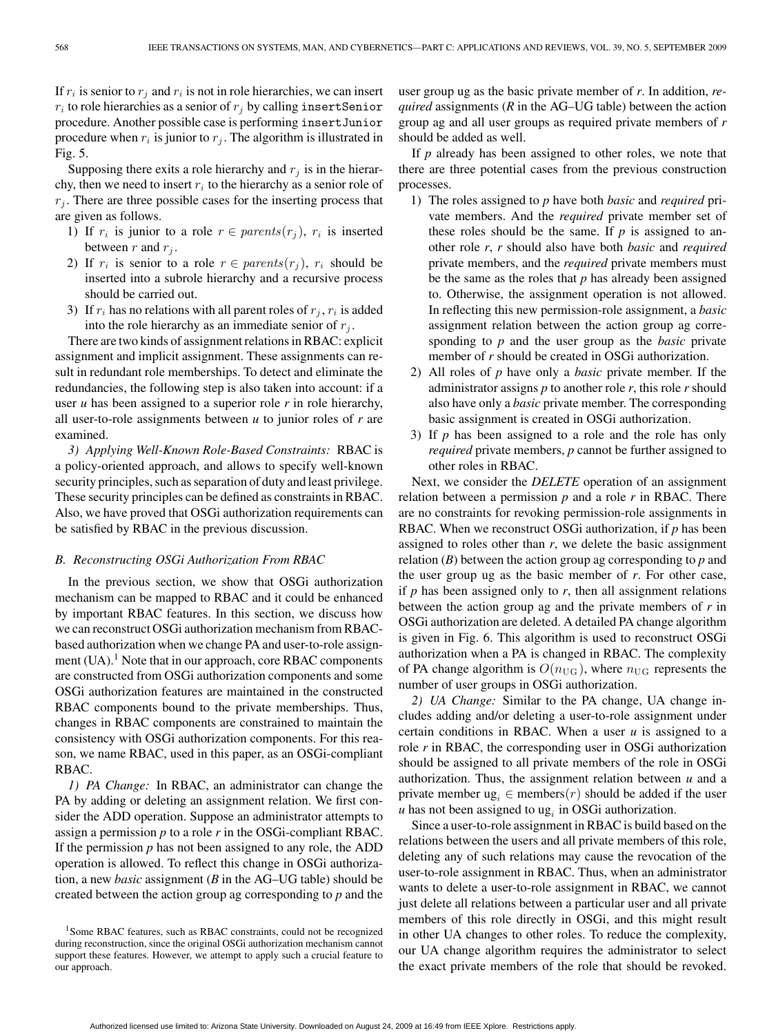If $r_i$ is senior to $r_j$ and $r_i$ is not in role hierarchies, we can insert $r_i$ to role hierarchies as a senior of $r_j$ by calling `insertSenior` procedure. Another possible case is performing `insertJunior` procedure when $r_i$ is junior to $r_j$. The algorithm is illustrated in Fig. 5.

Supposing there exits a role hierarchy and $r_j$ is in the hierarchy, then we need to insert $r_i$ to the hierarchy as a senior role of $r_j$. There are three possible cases for the inserting process that are given as follows.

1) If $r_i$ is junior to a role $r \in parents(r_j)$, $r_i$ is inserted between $r$ and $r_j$.
2) If $r_i$ is senior to a role $r \in parents(r_j)$, $r_i$ should be inserted into a subrole hierarchy and a recursive process should be carried out.
3) If $r_i$ has no relations with all parent roles of $r_j$, $r_i$ is added into the role hierarchy as an immediate senior of $r_j$.

There are two kinds of assignment relations in RBAC: explicit assignment and implicit assignment. These assignments can result in redundant role memberships. To detect and eliminate the redundancies, the following step is also taken into account: if a user *u* has been assigned to a superior role *r* in role hierarchy, all user-to-role assignments between *u* to junior roles of *r* are examined.

*3) Applying Well-Known Role-Based Constraints:* RBAC is a policy-oriented approach, and allows to specify well-known security principles, such as separation of duty and least privilege. These security principles can be defined as constraints in RBAC. Also, we have proved that OSGi authorization requirements can be satisfied by RBAC in the previous discussion.

### B. Reconstructing OSGi Authorization From RBAC

In the previous section, we show that OSGi authorization mechanism can be mapped to RBAC and it could be enhanced by important RBAC features. In this section, we discuss how we can reconstruct OSGi authorization mechanism from RBAC-based authorization when we change PA and user-to-role assignment (UA).[1] Note that in our approach, core RBAC components are constructed from OSGi authorization components and some OSGi authorization features are maintained in the constructed RBAC components bound to the private memberships. Thus, changes in RBAC components are constrained to maintain the consistency with OSGi authorization components. For this reason, we name RBAC, used in this paper, as an OSGi-compliant RBAC.

*1) PA Change:* In RBAC, an administrator can change the PA by adding or deleting an assignment relation. We first consider the ADD operation. Suppose an administrator attempts to assign a permission *p* to a role *r* in the OSGi-compliant RBAC. If the permission *p* has not been assigned to any role, the ADD operation is allowed. To reflect this change in OSGi authorization, a new *basic* assignment (*B* in the AG–UG table) should be created between the action group ag corresponding to *p* and the user group ug as the basic private member of *r*. In addition, *required* assignments (*R* in the AG–UG table) between the action group ag and all user groups as required private members of *r* should be added as well.

If *p* already has been assigned to other roles, we note that there are three potential cases from the previous construction processes.

1) The roles assigned to *p* have both *basic* and *required* private members. And the *required* private member set of these roles should be the same. If *p* is assigned to another role *r*, *r* should also have both *basic* and *required* private members, and the *required* private members must be the same as the roles that *p* has already been assigned to. Otherwise, the assignment operation is not allowed. In reflecting this new permission-role assignment, a *basic* assignment relation between the action group ag corresponding to *p* and the user group as the *basic* private member of *r* should be created in OSGi authorization.
2) All roles of *p* have only a *basic* private member. If the administrator assigns *p* to another role *r*, this role *r* should also have only a *basic* private member. The corresponding basic assignment is created in OSGi authorization.
3) If *p* has been assigned to a role and the role has only *required* private members, *p* cannot be further assigned to other roles in RBAC.

Next, we consider the *DELETE* operation of an assignment relation between a permission *p* and a role *r* in RBAC. There are no constraints for revoking permission-role assignments in RBAC. When we reconstruct OSGi authorization, if *p* has been assigned to roles other than *r*, we delete the basic assignment relation (*B*) between the action group ag corresponding to *p* and the user group ug as the basic member of *r*. For other case, if *p* has been assigned only to *r*, then all assignment relations between the action group ag and the private members of *r* in OSGi authorization are deleted. A detailed PA change algorithm is given in Fig. 6. This algorithm is used to reconstruct OSGi authorization when a PA is changed in RBAC. The complexity of PA change algorithm is $O(n_{\mathrm{UG}})$, where $n_{\mathrm{UG}}$ represents the number of user groups in OSGi authorization.

*2) UA Change:* Similar to the PA change, UA change includes adding and/or deleting a user-to-role assignment under certain conditions in RBAC. When a user *u* is assigned to a role *r* in RBAC, the corresponding user in OSGi authorization should be assigned to all private members of the role in OSGi authorization. Thus, the assignment relation between *u* and a private member $\mathrm{ug}_i \in \mathrm{members}(r)$ should be added if the user *u* has not been assigned to $\mathrm{ug}_i$ in OSGi authorization.

Since a user-to-role assignment in RBAC is build based on the relations between the users and all private members of this role, deleting any of such relations may cause the revocation of the user-to-role assignment in RBAC. Thus, when an administrator wants to delete a user-to-role assignment in RBAC, we cannot just delete all relations between a particular user and all private members of this role directly in OSGi, and this might result in other UA changes to other roles. To reduce the complexity, our UA change algorithm requires the administrator to select the exact private members of the role that should be revoked.

[1]Some RBAC features, such as RBAC constraints, could not be recognized during reconstruction, since the original OSGi authorization mechanism cannot support these features. However, we attempt to apply such a crucial feature to our approach.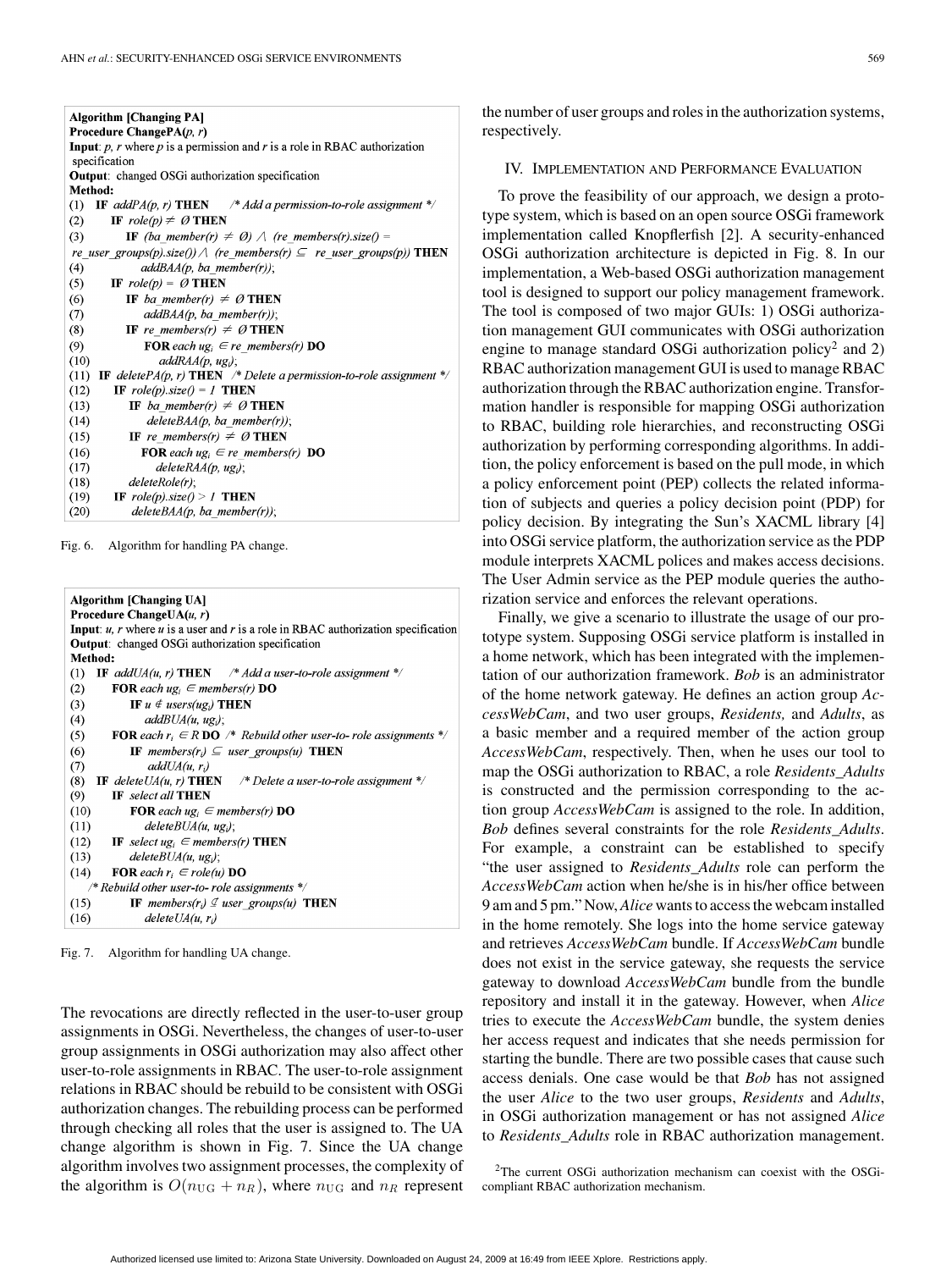**Algorithm [Changing PA]**
**Procedure ChangePA(*p, r*)**
**Input**: *p, r* where *p* is a permission and *r* is a role in RBAC authorization specification
**Output**: changed OSGi authorization specification
**Method:**

```
(1)  IF addPA(p, r) THEN      /* Add a permission-to-role assignment */
(2)      IF role(p) ≠ Ø THEN
(3)          IF (ba_member(r) ≠ Ø) ∧ (re_members(r).size() =
     re_user_groups(p).size()) ∧ (re_members(r) ⊆ re_user_groups(p)) THEN
(4)              addBAA(p, ba_member(r));
(5)      IF role(p) = Ø THEN
(6)          IF ba_member(r) ≠ Ø THEN
(7)              addBAA(p, ba_member(r));
(8)          IF re_members(r) ≠ Ø THEN
(9)              FOR each ug_i ∈ re_members(r) DO
(10)                 addRAA(p, ug_i);
(11) IF deletePA(p, r) THEN   /* Delete a permission-to-role assignment */
(12)     IF role(p).size() = 1 THEN
(13)         IF ba_member(r) ≠ Ø THEN
(14)             deleteBAA(p, ba_member(r));
(15)         IF re_members(r) ≠ Ø THEN
(16)             FOR each ug_i ∈ re_members(r) DO
(17)                 deleteRAA(p, ug_i);
(18)         deleteRole(r);
(19)     IF role(p).size() > 1 THEN
(20)         deleteBAA(p, ba_member(r));
```

Fig. 6. Algorithm for handling PA change.

**Algorithm [Changing UA]**
**Procedure ChangeUA(*u, r*)**
**Input**: *u, r* where *u* is a user and *r* is a role in RBAC authorization specification
**Output**: changed OSGi authorization specification
**Method:**

```
(1)  IF addUA(u, r) THEN      /* Add a user-to-role assignment */
(2)      FOR each ug_i ∈ members(r) DO
(3)          IF u ∉ users(ug_i) THEN
(4)              addBUA(u, ug_i);
(5)      FOR each r_i ∈ R DO  /* Rebuild other user-to- role assignments */
(6)          IF members(r_i) ⊆ user_groups(u) THEN
(7)              addUA(u, r_i)
(8)  IF deleteUA(u, r) THEN   /* Delete a user-to-role assignment */
(9)      IF select all THEN
(10)         FOR each ug_i ∈ members(r) DO
(11)             deleteBUA(u, ug_i);
(12)     IF select ug_i ∈ members(r) THEN
(13)         deleteBUA(u, ug_i);
(14)     FOR each r_i ∈ role(u) DO
     /* Rebuild other user-to- role assignments */
(15)         IF members(r_i) ⊄ user_groups(u) THEN
(16)             deleteUA(u, r_i)
```

Fig. 7. Algorithm for handling UA change.

The revocations are directly reflected in the user-to-user group assignments in OSGi. Nevertheless, the changes of user-to-user group assignments in OSGi authorization may also affect other user-to-role assignments in RBAC. The user-to-role assignment relations in RBAC should be rebuild to be consistent with OSGi authorization changes. The rebuilding process can be performed through checking all roles that the user is assigned to. The UA change algorithm is shown in Fig. 7. Since the UA change algorithm involves two assignment processes, the complexity of the algorithm is $O(n_{\mathrm{UG}} + n_R)$, where $n_{\mathrm{UG}}$ and $n_R$ represent the number of user groups and roles in the authorization systems, respectively.

## IV. Implementation and Performance Evaluation

To prove the feasibility of our approach, we design a prototype system, which is based on an open source OSGi framework implementation called Knopflerfish [2]. A security-enhanced OSGi authorization architecture is depicted in Fig. 8. In our implementation, a Web-based OSGi authorization management tool is designed to support our policy management framework. The tool is composed of two major GUIs: 1) OSGi authorization management GUI communicates with OSGi authorization engine to manage standard OSGi authorization policy[2] and 2) RBAC authorization management GUI is used to manage RBAC authorization through the RBAC authorization engine. Transformation handler is responsible for mapping OSGi authorization to RBAC, building role hierarchies, and reconstructing OSGi authorization by performing corresponding algorithms. In addition, the policy enforcement is based on the pull mode, in which a policy enforcement point (PEP) collects the related information of subjects and queries a policy decision point (PDP) for policy decision. By integrating the Sun's XACML library [4] into OSGi service platform, the authorization service as the PDP module interprets XACML polices and makes access decisions. The User Admin service as the PEP module queries the authorization service and enforces the relevant operations.

Finally, we give a scenario to illustrate the usage of our prototype system. Supposing OSGi service platform is installed in a home network, which has been integrated with the implementation of our authorization framework. *Bob* is an administrator of the home network gateway. He defines an action group *AccessWebCam*, and two user groups, *Residents,* and *Adults*, as a basic member and a required member of the action group *AccessWebCam*, respectively. Then, when he uses our tool to map the OSGi authorization to RBAC, a role *Residents_Adults* is constructed and the permission corresponding to the action group *AccessWebCam* is assigned to the role. In addition, *Bob* defines several constraints for the role *Residents_Adults*. For example, a constraint can be established to specify "the user assigned to *Residents_Adults* role can perform the *AccessWebCam* action when he/she is in his/her office between 9 am and 5 pm." Now, *Alice* wants to access the webcam installed in the home remotely. She logs into the home service gateway and retrieves *AccessWebCam* bundle. If *AccessWebCam* bundle does not exist in the service gateway, she requests the service gateway to download *AccessWebCam* bundle from the bundle repository and install it in the gateway. However, when *Alice* tries to execute the *AccessWebCam* bundle, the system denies her access request and indicates that she needs permission for starting the bundle. There are two possible cases that cause such access denials. One case would be that *Bob* has not assigned the user *Alice* to the two user groups, *Residents* and *Adults*, in OSGi authorization management or has not assigned *Alice* to *Residents_Adults* role in RBAC authorization management.

[2]The current OSGi authorization mechanism can coexist with the OSGi-compliant RBAC authorization mechanism.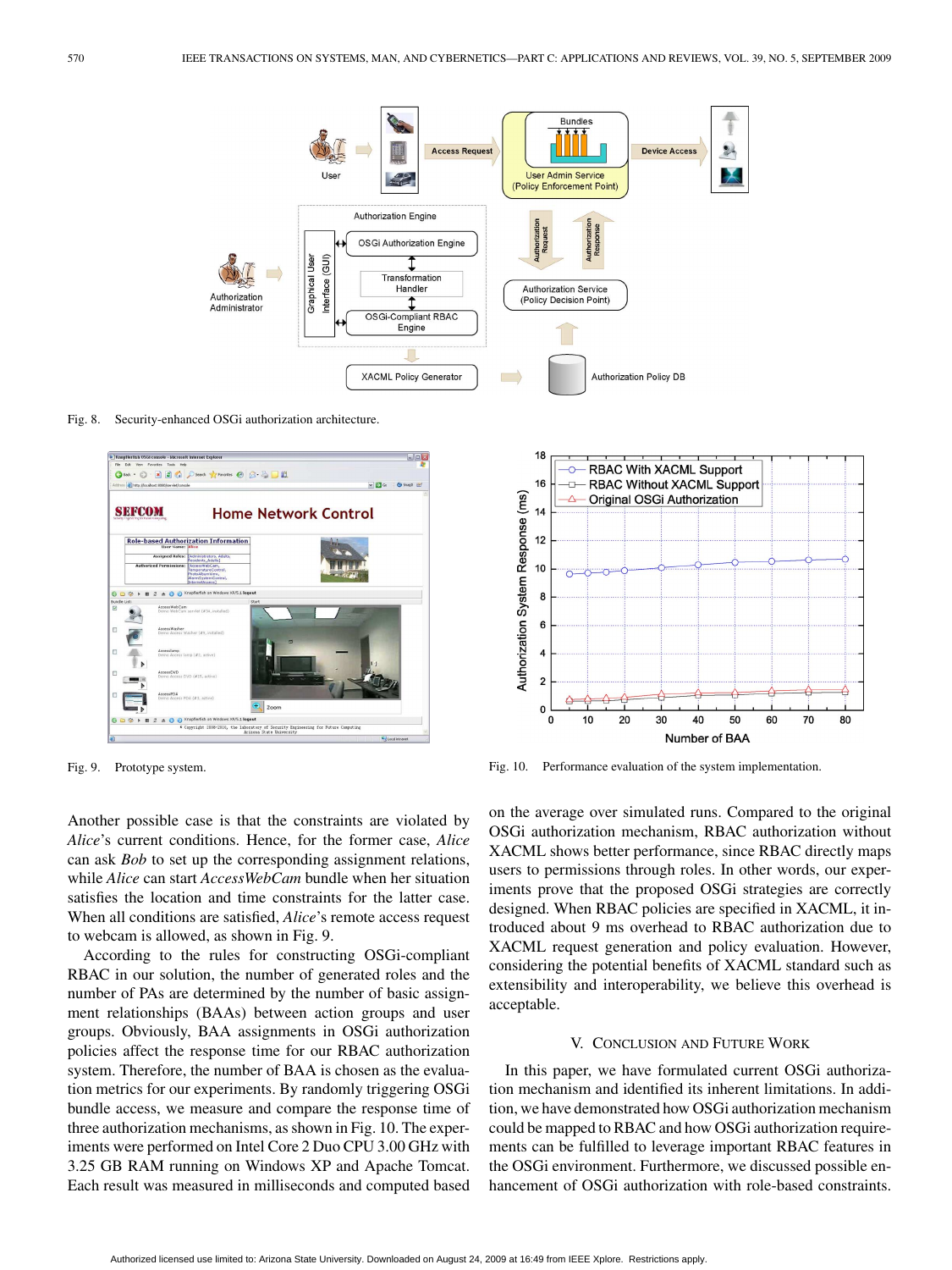Fig. 8. Security-enhanced OSGi authorization architecture.

Fig. 9. Prototype system.

Fig. 10. Performance evaluation of the system implementation.

Another possible case is that the constraints are violated by *Alice*'s current conditions. Hence, for the former case, *Alice* can ask *Bob* to set up the corresponding assignment relations, while *Alice* can start *AccessWebCam* bundle when her situation satisfies the location and time constraints for the latter case. When all conditions are satisfied, *Alice*'s remote access request to webcam is allowed, as shown in Fig. 9.

According to the rules for constructing OSGi-compliant RBAC in our solution, the number of generated roles and the number of PAs are determined by the number of basic assignment relationships (BAAs) between action groups and user groups. Obviously, BAA assignments in OSGi authorization policies affect the response time for our RBAC authorization system. Therefore, the number of BAA is chosen as the evaluation metrics for our experiments. By randomly triggering OSGi bundle access, we measure and compare the response time of three authorization mechanisms, as shown in Fig. 10. The experiments were performed on Intel Core 2 Duo CPU 3.00 GHz with 3.25 GB RAM running on Windows XP and Apache Tomcat. Each result was measured in milliseconds and computed based on the average over simulated runs. Compared to the original OSGi authorization mechanism, RBAC authorization without XACML shows better performance, since RBAC directly maps users to permissions through roles. In other words, our experiments prove that the proposed OSGi strategies are correctly designed. When RBAC policies are specified in XACML, it introduced about 9 ms overhead to RBAC authorization due to XACML request generation and policy evaluation. However, considering the potential benefits of XACML standard such as extensibility and interoperability, we believe this overhead is acceptable.

## V. Conclusion and Future Work

In this paper, we have formulated current OSGi authorization mechanism and identified its inherent limitations. In addition, we have demonstrated how OSGi authorization mechanism could be mapped to RBAC and how OSGi authorization requirements can be fulfilled to leverage important RBAC features in the OSGi environment. Furthermore, we discussed possible enhancement of OSGi authorization with role-based constraints.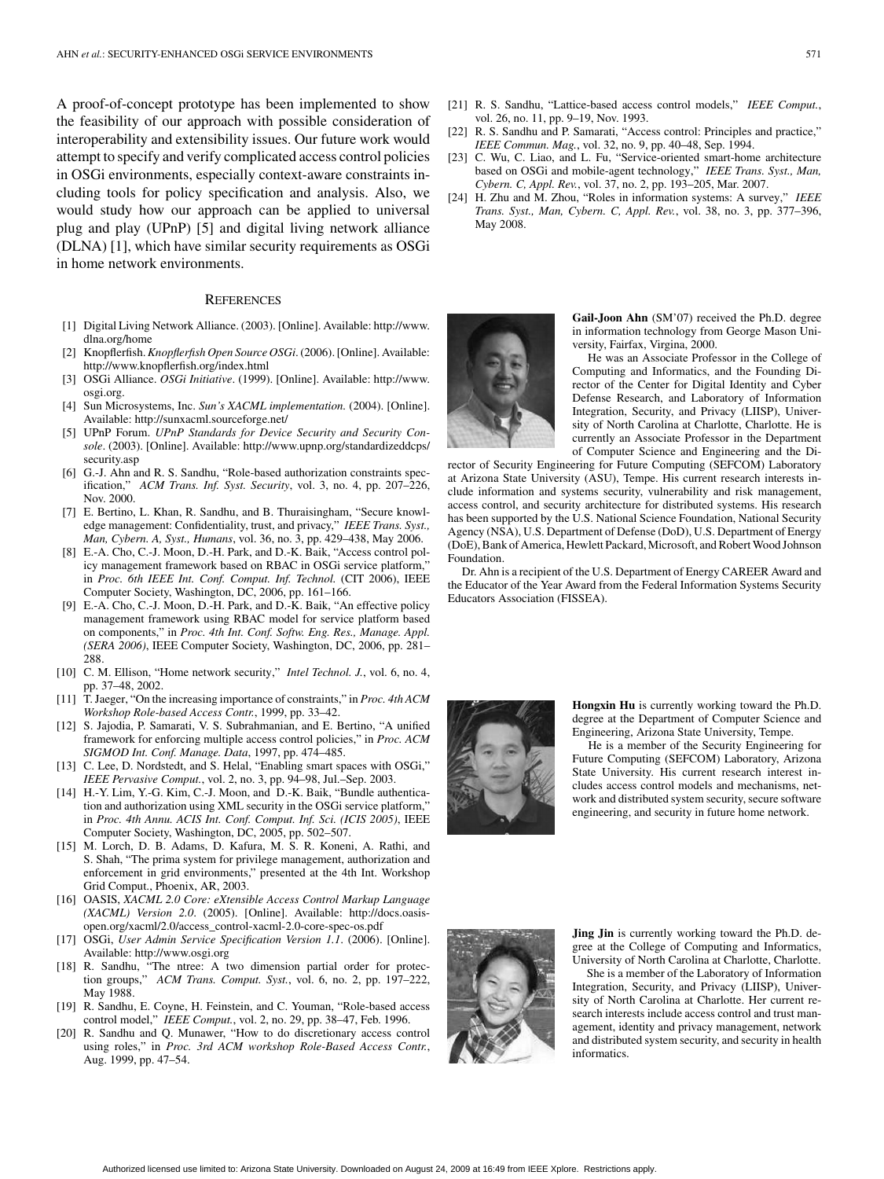A proof-of-concept prototype has been implemented to show the feasibility of our approach with possible consideration of interoperability and extensibility issues. Our future work would attempt to specify and verify complicated access control policies in OSGi environments, especially context-aware constraints including tools for policy specification and analysis. Also, we would study how our approach can be applied to universal plug and play (UPnP) [5] and digital living network alliance (DLNA) [1], which have similar security requirements as OSGi in home network environments.

## References

[1] Digital Living Network Alliance. (2003). [Online]. Available: http://www.dlna.org/home

[2] Knopflerfish. *Knopflerfish Open Source OSGi*. (2006). [Online]. Available: http://www.knopflerfish.org/index.html

[3] OSGi Alliance. *OSGi Initiative*. (1999). [Online]. Available: http://www.osgi.org.

[4] Sun Microsystems, Inc. *Sun's XACML implementation.* (2004). [Online]. Available: http://sunxacml.sourceforge.net/

[5] UPnP Forum. *UPnP Standards for Device Security and Security Console*. (2003). [Online]. Available: http://www.upnp.org/standardizeddcps/security.asp

[6] G.-J. Ahn and R. S. Sandhu, "Role-based authorization constraints specification," *ACM Trans. Inf. Syst. Security*, vol. 3, no. 4, pp. 207–226, Nov. 2000.

[7] E. Bertino, L. Khan, R. Sandhu, and B. Thuraisingham, "Secure knowledge management: Confidentiality, trust, and privacy," *IEEE Trans. Syst., Man, Cybern. A, Syst., Humans*, vol. 36, no. 3, pp. 429–438, May 2006.

[8] E.-A. Cho, C.-J. Moon, D.-H. Park, and D.-K. Baik, "Access control policy management framework based on RBAC in OSGi service platform," in *Proc. 6th IEEE Int. Conf. Comput. Inf. Technol.* (CIT 2006), IEEE Computer Society, Washington, DC, 2006, pp. 161–166.

[9] E.-A. Cho, C.-J. Moon, D.-H. Park, and D.-K. Baik, "An effective policy management framework using RBAC model for service platform based on components," in *Proc. 4th Int. Conf. Softw. Eng. Res., Manage. Appl. (SERA 2006)*, IEEE Computer Society, Washington, DC, 2006, pp. 281–288.

[10] C. M. Ellison, "Home network security," *Intel Technol. J.*, vol. 6, no. 4, pp. 37–48, 2002.

[11] T. Jaeger, "On the increasing importance of constraints," in *Proc. 4th ACM Workshop Role-based Access Contr.*, 1999, pp. 33–42.

[12] S. Jajodia, P. Samarati, V. S. Subrahmanian, and E. Bertino, "A unified framework for enforcing multiple access control policies," in *Proc. ACM SIGMOD Int. Conf. Manage. Data*, 1997, pp. 474–485.

[13] C. Lee, D. Nordstedt, and S. Helal, "Enabling smart spaces with OSGi," *IEEE Pervasive Comput.*, vol. 2, no. 3, pp. 94–98, Jul.–Sep. 2003.

[14] H.-Y. Lim, Y.-G. Kim, C.-J. Moon, and D.-K. Baik, "Bundle authentication and authorization using XML security in the OSGi service platform," in *Proc. 4th Annu. ACIS Int. Conf. Comput. Inf. Sci. (ICIS 2005)*, IEEE Computer Society, Washington, DC, 2005, pp. 502–507.

[15] M. Lorch, D. B. Adams, D. Kafura, M. S. R. Koneni, A. Rathi, and S. Shah, "The prima system for privilege management, authorization and enforcement in grid environments," presented at the 4th Int. Workshop Grid Comput., Phoenix, AR, 2003.

[16] OASIS, *XACML 2.0 Core: eXtensible Access Control Markup Language (XACML) Version 2.0*. (2005). [Online]. Available: http://docs.oasis-open.org/xacml/2.0/access_control-xacml-2.0-core-spec-os.pdf

[17] OSGi, *User Admin Service Specification Version 1.1*. (2006). [Online]. Available: http://www.osgi.org

[18] R. Sandhu, "The ntree: A two dimension partial order for protection groups," *ACM Trans. Comput. Syst.*, vol. 6, no. 2, pp. 197–222, May 1988.

[19] R. Sandhu, E. Coyne, H. Feinstein, and C. Youman, "Role-based access control model," *IEEE Comput.*, vol. 2, no. 29, pp. 38–47, Feb. 1996.

[20] R. Sandhu and Q. Munawer, "How to do discretionary access control using roles," in *Proc. 3rd ACM workshop Role-Based Access Contr.*, Aug. 1999, pp. 47–54.

[21] R. S. Sandhu, "Lattice-based access control models," *IEEE Comput.*, vol. 26, no. 11, pp. 9–19, Nov. 1993.

[22] R. S. Sandhu and P. Samarati, "Access control: Principles and practice," *IEEE Commun. Mag.*, vol. 32, no. 9, pp. 40–48, Sep. 1994.

[23] C. Wu, C. Liao, and L. Fu, "Service-oriented smart-home architecture based on OSGi and mobile-agent technology," *IEEE Trans. Syst., Man, Cybern. C, Appl. Rev.*, vol. 37, no. 2, pp. 193–205, Mar. 2007.

[24] H. Zhu and M. Zhou, "Roles in information systems: A survey," *IEEE Trans. Syst., Man, Cybern. C, Appl. Rev.*, vol. 38, no. 3, pp. 377–396, May 2008.

**Gail-Joon Ahn** (SM'07) received the Ph.D. degree in information technology from George Mason University, Fairfax, Virgina, 2000.

He was an Associate Professor in the College of Computing and Informatics, and the Founding Director of the Center for Digital Identity and Cyber Defense Research, and Laboratory of Information Integration, Security, and Privacy (LIISP), University of North Carolina at Charlotte, Charlotte. He is currently an Associate Professor in the Department of Computer Science and Engineering and the Director of Security Engineering for Future Computing (SEFCOM) Laboratory at Arizona State University (ASU), Tempe. His current research interests include information and systems security, vulnerability and risk management, access control, and security architecture for distributed systems. His research has been supported by the U.S. National Science Foundation, National Security Agency (NSA), U.S. Department of Defense (DoD), U.S. Department of Energy (DoE), Bank of America, Hewlett Packard, Microsoft, and Robert Wood Johnson Foundation.

Dr. Ahn is a recipient of the U.S. Department of Energy CAREER Award and the Educator of the Year Award from the Federal Information Systems Security Educators Association (FISSEA).

**Hongxin Hu** is currently working toward the Ph.D. degree at the Department of Computer Science and Engineering, Arizona State University, Tempe.

He is a member of the Security Engineering for Future Computing (SEFCOM) Laboratory, Arizona State University. His current research interest includes access control models and mechanisms, network and distributed system security, secure software engineering, and security in future home network.

**Jing Jin** is currently working toward the Ph.D. degree at the College of Computing and Informatics, University of North Carolina at Charlotte, Charlotte.

She is a member of the Laboratory of Information Integration, Security, and Privacy (LIISP), University of North Carolina at Charlotte. Her current research interests include access control and trust management, identity and privacy management, network and distributed system security, and security in health informatics.